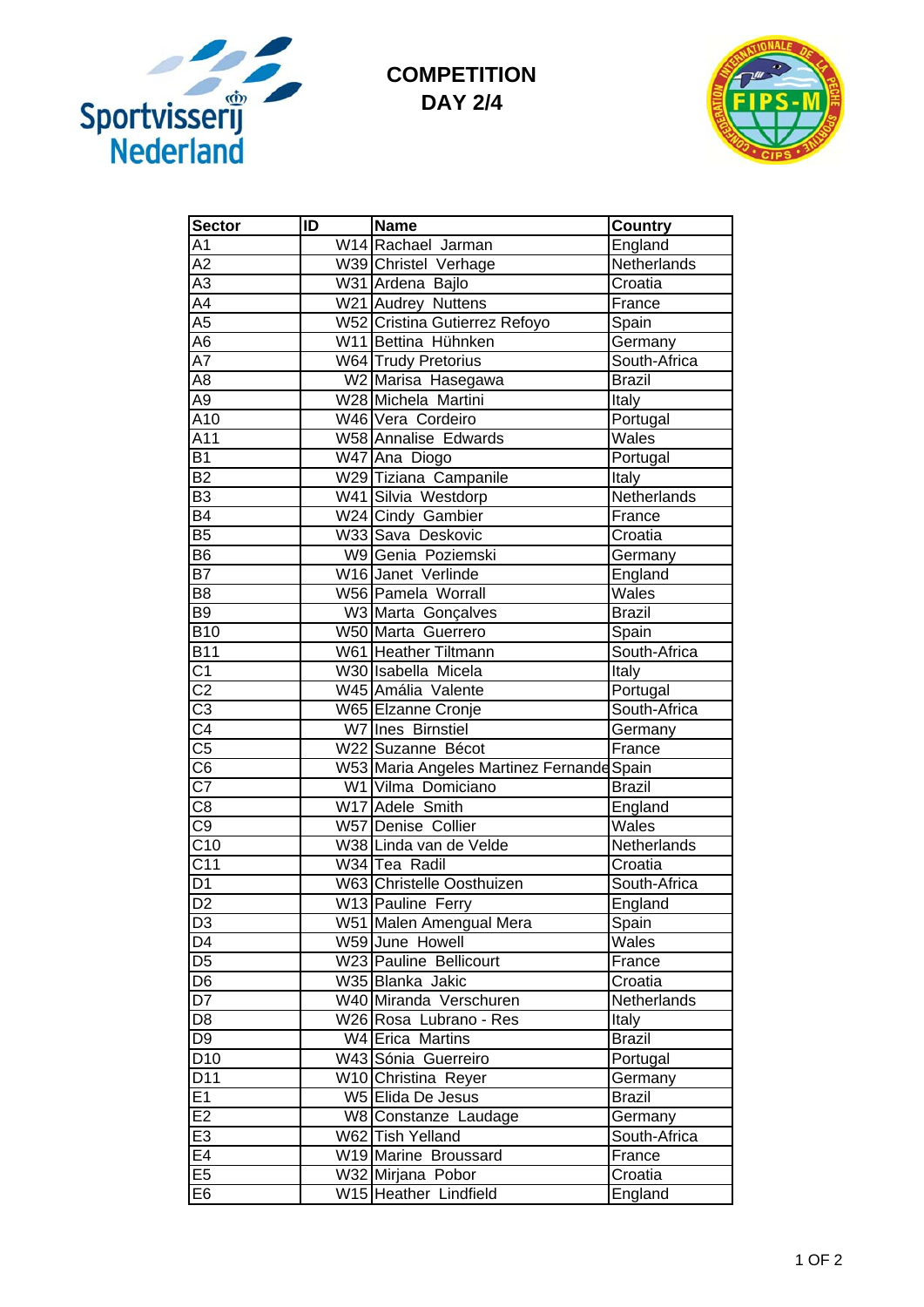# COMPETITION DAY 2/4

| Sector | ID | Name | Country |
|---|---|---|---|
| A1 | W14 | Rachael Jarman | England |
| A2 | W39 | Christel Verhage | Netherlands |
| A3 | W31 | Ardena Bajlo | Croatia |
| A4 | W21 | Audrey Nuttens | France |
| A5 | W52 | Cristina Gutierrez Refoyo | Spain |
| A6 | W11 | Bettina Hühnken | Germany |
| A7 | W64 | Trudy Pretorius | South-Africa |
| A8 | W2 | Marisa Hasegawa | Brazil |
| A9 | W28 | Michela Martini | Italy |
| A10 | W46 | Vera Cordeiro | Portugal |
| A11 | W58 | Annalise Edwards | Wales |
| B1 | W47 | Ana Diogo | Portugal |
| B2 | W29 | Tiziana Campanile | Italy |
| B3 | W41 | Silvia Westdorp | Netherlands |
| B4 | W24 | Cindy Gambier | France |
| B5 | W33 | Sava Deskovic | Croatia |
| B6 | W9 | Genia Poziemski | Germany |
| B7 | W16 | Janet Verlinde | England |
| B8 | W56 | Pamela Worrall | Wales |
| B9 | W3 | Marta Gonçalves | Brazil |
| B10 | W50 | Marta Guerrero | Spain |
| B11 | W61 | Heather Tiltmann | South-Africa |
| C1 | W30 | Isabella Micela | Italy |
| C2 | W45 | Amália Valente | Portugal |
| C3 | W65 | Elzanne Cronje | South-Africa |
| C4 | W7 | Ines Birnstiel | Germany |
| C5 | W22 | Suzanne Bécot | France |
| C6 | W53 | Maria Angeles Martinez Fernande | Spain |
| C7 | W1 | Vilma Domiciano | Brazil |
| C8 | W17 | Adele Smith | England |
| C9 | W57 | Denise Collier | Wales |
| C10 | W38 | Linda van de Velde | Netherlands |
| C11 | W34 | Tea Radil | Croatia |
| D1 | W63 | Christelle Oosthuizen | South-Africa |
| D2 | W13 | Pauline Ferry | England |
| D3 | W51 | Malen Amengual Mera | Spain |
| D4 | W59 | June Howell | Wales |
| D5 | W23 | Pauline Bellicourt | France |
| D6 | W35 | Blanka Jakic | Croatia |
| D7 | W40 | Miranda Verschuren | Netherlands |
| D8 | W26 | Rosa Lubrano - Res | Italy |
| D9 | W4 | Erica Martins | Brazil |
| D10 | W43 | Sónia Guerreiro | Portugal |
| D11 | W10 | Christina Reyer | Germany |
| E1 | W5 | Elida De Jesus | Brazil |
| E2 | W8 | Constanze Laudage | Germany |
| E3 | W62 | Tish Yelland | South-Africa |
| E4 | W19 | Marine Broussard | France |
| E5 | W32 | Mirjana Pobor | Croatia |
| E6 | W15 | Heather Lindfield | England |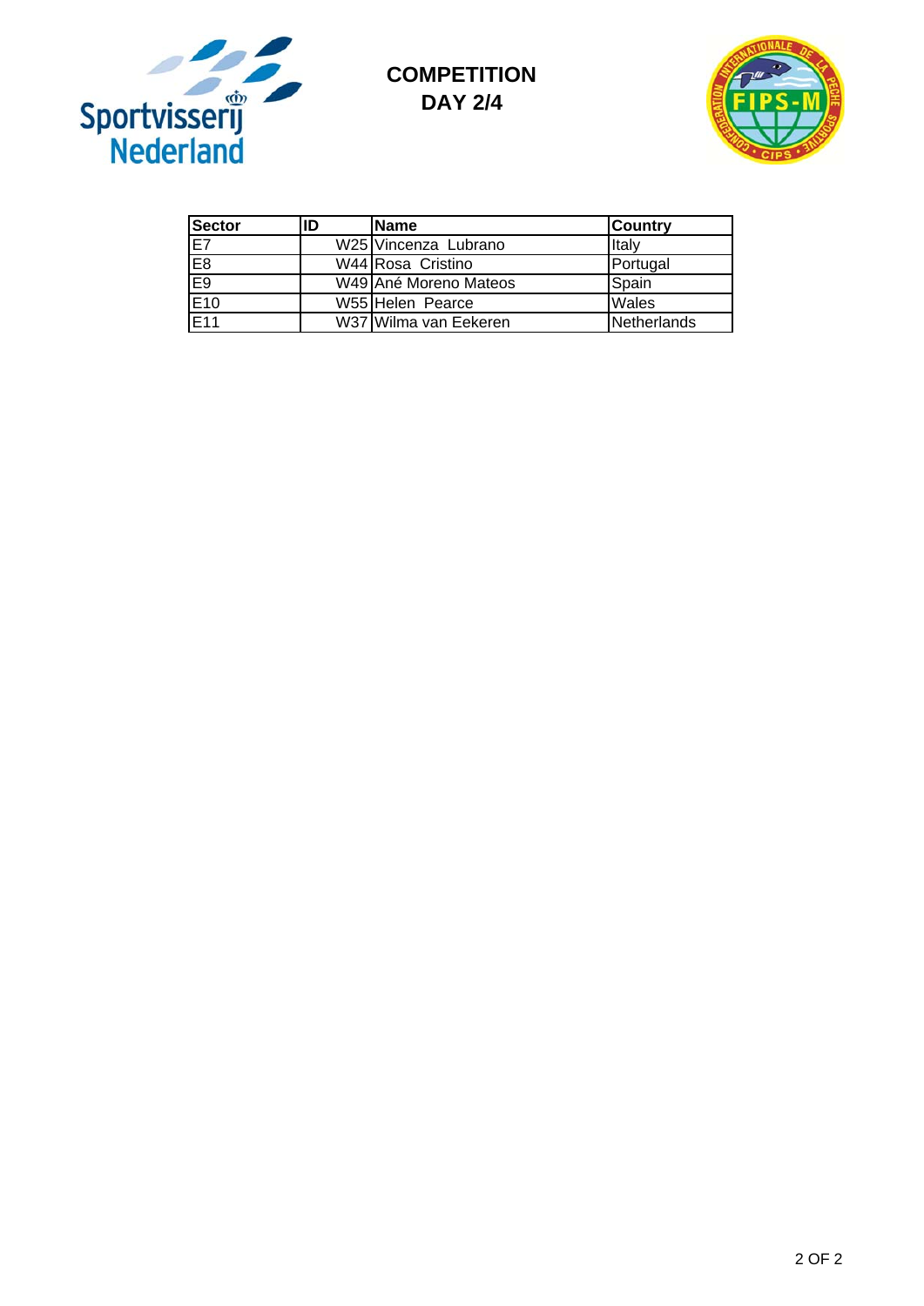# COMPETITION

## DAY 2/4

| Sector | ID | Name | Country |
|---|---|---|---|
| E7 | W25 | Vincenza Lubrano | Italy |
| E8 | W44 | Rosa Cristino | Portugal |
| E9 | W49 | Ané Moreno Mateos | Spain |
| E10 | W55 | Helen Pearce | Wales |
| E11 | W37 | Wilma van Eekeren | Netherlands |